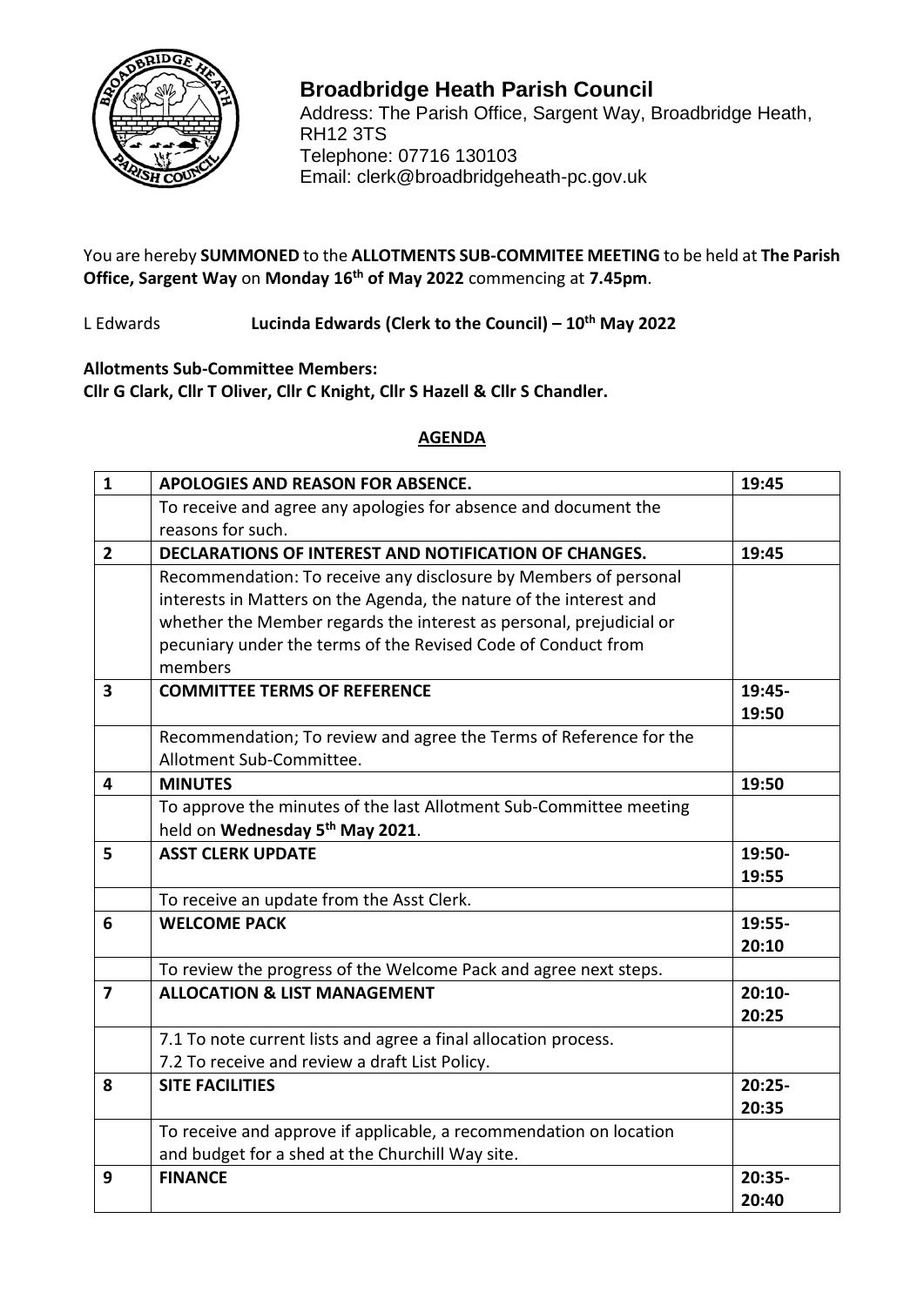# Broadbridge Heath Parish Council

Address: The Parish Office, Sargent Way, Broadbridge Heath, RH12 3TS
Telephone: 07716 130103
Email: clerk@broadbridgeheath-pc.gov.uk

You are hereby **SUMMONED** to the **ALLOTMENTS SUB-COMMITEE MEETING** to be held at **The Parish Office, Sargent Way** on **Monday 16th of May 2022** commencing at **7.45pm**.

L Edwards **Lucinda Edwards (Clerk to the Council) – 10th May 2022**

**Allotments Sub-Committee Members:**
**Cllr G Clark, Cllr T Oliver, Cllr C Knight, Cllr S Hazell & Cllr S Chandler.**

## AGENDA

| 1 | **APOLOGIES AND REASON FOR ABSENCE.** | 19:45 |
|---|---|---|
| | To receive and agree any apologies for absence and document the reasons for such. | |
| 2 | **DECLARATIONS OF INTEREST AND NOTIFICATION OF CHANGES.** | 19:45 |
| | Recommendation: To receive any disclosure by Members of personal interests in Matters on the Agenda, the nature of the interest and whether the Member regards the interest as personal, prejudicial or pecuniary under the terms of the Revised Code of Conduct from members | |
| 3 | **COMMITTEE TERMS OF REFERENCE** | 19:45-19:50 |
| | Recommendation; To review and agree the Terms of Reference for the Allotment Sub-Committee. | |
| 4 | **MINUTES** | 19:50 |
| | To approve the minutes of the last Allotment Sub-Committee meeting held on **Wednesday 5th May 2021**. | |
| 5 | **ASST CLERK UPDATE** | 19:50-19:55 |
| | To receive an update from the Asst Clerk. | |
| 6 | **WELCOME PACK** | 19:55-20:10 |
| | To review the progress of the Welcome Pack and agree next steps. | |
| 7 | **ALLOCATION & LIST MANAGEMENT** | 20:10-20:25 |
| | 7.1 To note current lists and agree a final allocation process.<br>7.2 To receive and review a draft List Policy. | |
| 8 | **SITE FACILITIES** | 20:25-20:35 |
| | To receive and approve if applicable, a recommendation on location and budget for a shed at the Churchill Way site. | |
| 9 | **FINANCE** | 20:35-20:40 |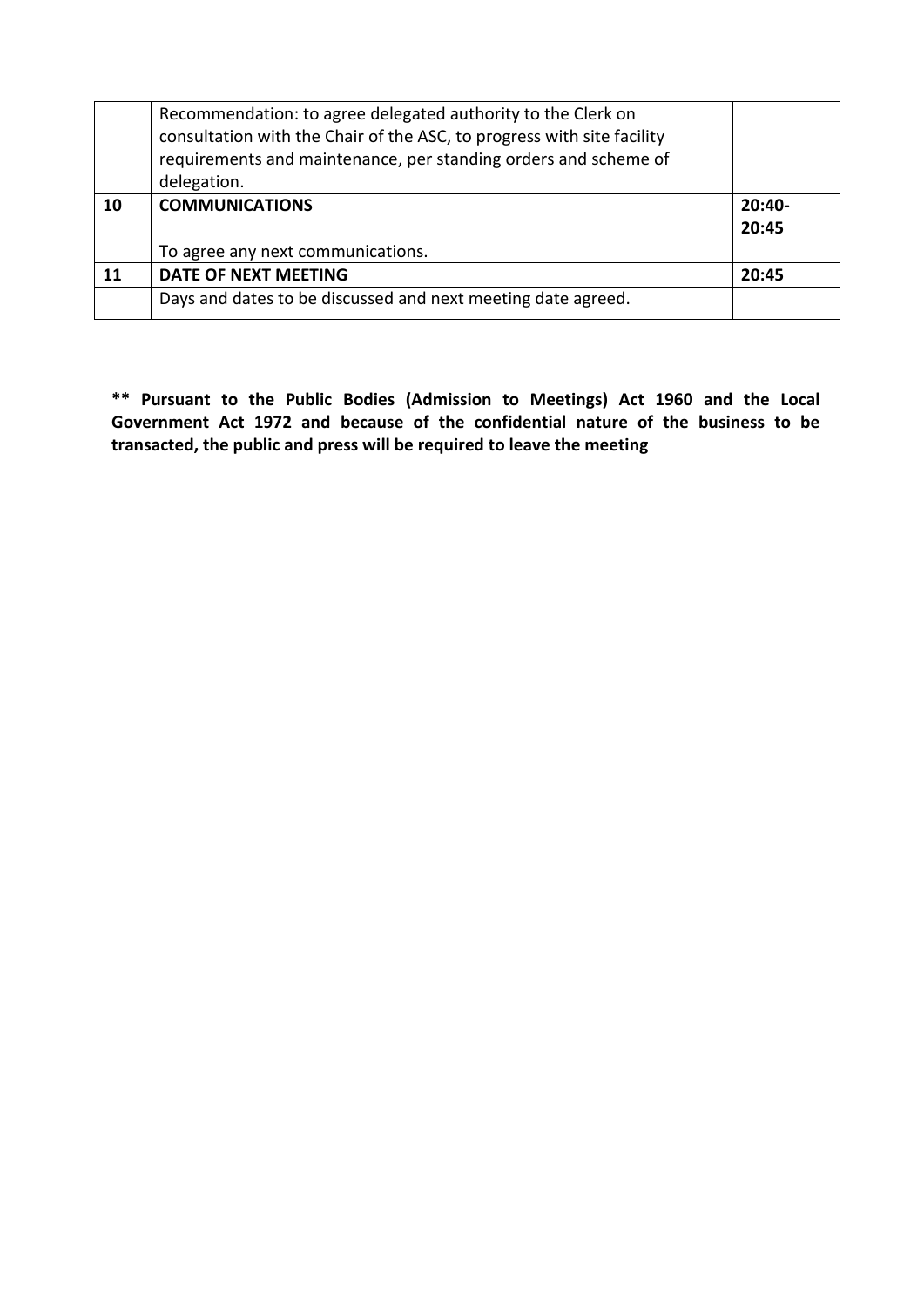| | | |
|---|---|---|
| | Recommendation: to agree delegated authority to the Clerk on consultation with the Chair of the ASC, to progress with site facility requirements and maintenance, per standing orders and scheme of delegation. | |
| **10** | **COMMUNICATIONS** | **20:40-20:45** |
| | To agree any next communications. | |
| **11** | **DATE OF NEXT MEETING** | **20:45** |
| | Days and dates to be discussed and next meeting date agreed. | |

**\*\* Pursuant to the Public Bodies (Admission to Meetings) Act 1960 and the Local Government Act 1972 and because of the confidential nature of the business to be transacted, the public and press will be required to leave the meeting**